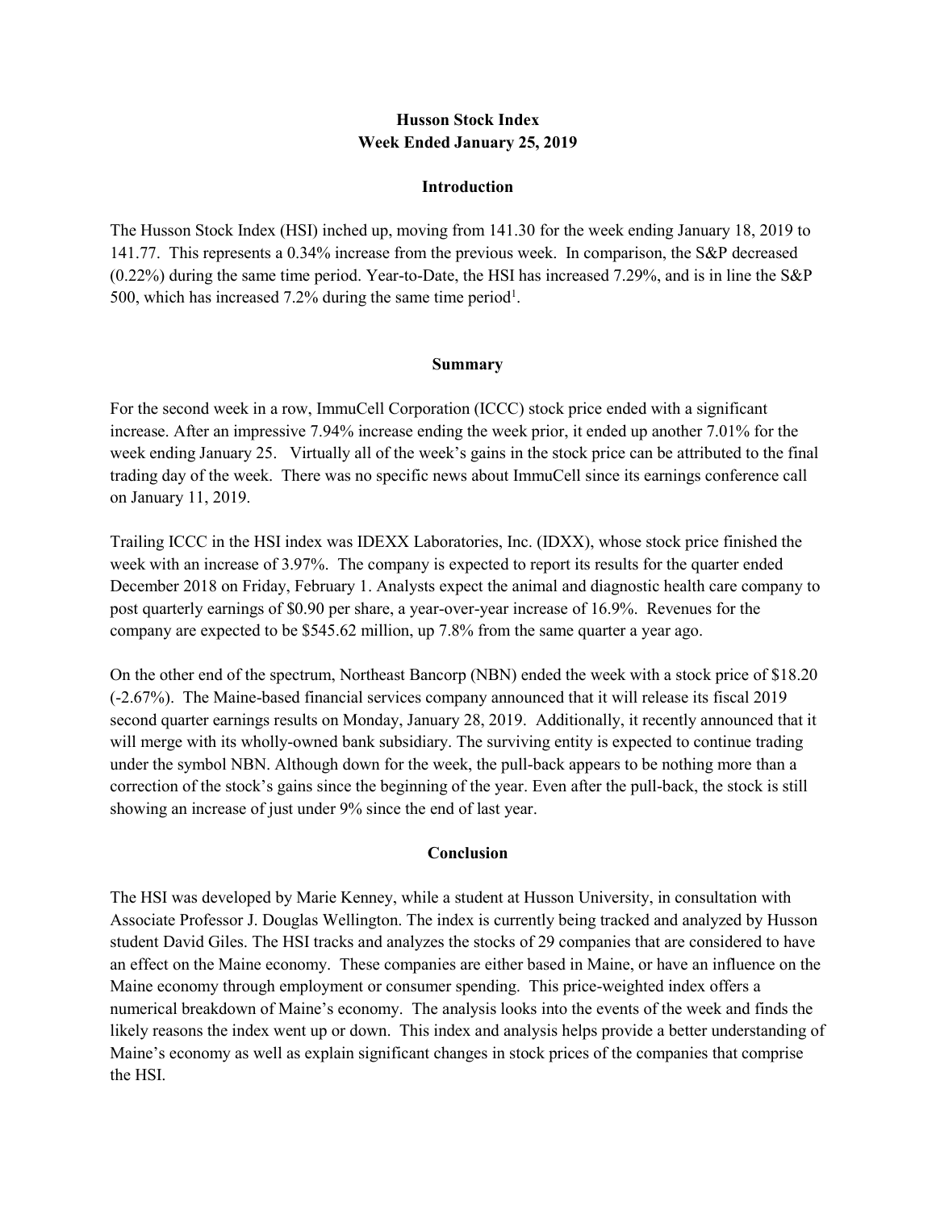# Husson Stock Index
## Week Ended January 25, 2019

### Introduction

The Husson Stock Index (HSI) inched up, moving from 141.30 for the week ending January 18, 2019 to 141.77. This represents a 0.34% increase from the previous week. In comparison, the S&P decreased (0.22%) during the same time period. Year-to-Date, the HSI has increased 7.29%, and is in line the S&P 500, which has increased 7.2% during the same time period[1].

### Summary

For the second week in a row, ImmuCell Corporation (ICCC) stock price ended with a significant increase. After an impressive 7.94% increase ending the week prior, it ended up another 7.01% for the week ending January 25. Virtually all of the week's gains in the stock price can be attributed to the final trading day of the week. There was no specific news about ImmuCell since its earnings conference call on January 11, 2019.

Trailing ICCC in the HSI index was IDEXX Laboratories, Inc. (IDXX), whose stock price finished the week with an increase of 3.97%. The company is expected to report its results for the quarter ended December 2018 on Friday, February 1. Analysts expect the animal and diagnostic health care company to post quarterly earnings of $0.90 per share, a year-over-year increase of 16.9%. Revenues for the company are expected to be $545.62 million, up 7.8% from the same quarter a year ago.

On the other end of the spectrum, Northeast Bancorp (NBN) ended the week with a stock price of $18.20 (-2.67%). The Maine-based financial services company announced that it will release its fiscal 2019 second quarter earnings results on Monday, January 28, 2019. Additionally, it recently announced that it will merge with its wholly-owned bank subsidiary. The surviving entity is expected to continue trading under the symbol NBN. Although down for the week, the pull-back appears to be nothing more than a correction of the stock's gains since the beginning of the year. Even after the pull-back, the stock is still showing an increase of just under 9% since the end of last year.

### Conclusion

The HSI was developed by Marie Kenney, while a student at Husson University, in consultation with Associate Professor J. Douglas Wellington. The index is currently being tracked and analyzed by Husson student David Giles. The HSI tracks and analyzes the stocks of 29 companies that are considered to have an effect on the Maine economy. These companies are either based in Maine, or have an influence on the Maine economy through employment or consumer spending. This price-weighted index offers a numerical breakdown of Maine's economy. The analysis looks into the events of the week and finds the likely reasons the index went up or down. This index and analysis helps provide a better understanding of Maine's economy as well as explain significant changes in stock prices of the companies that comprise the HSI.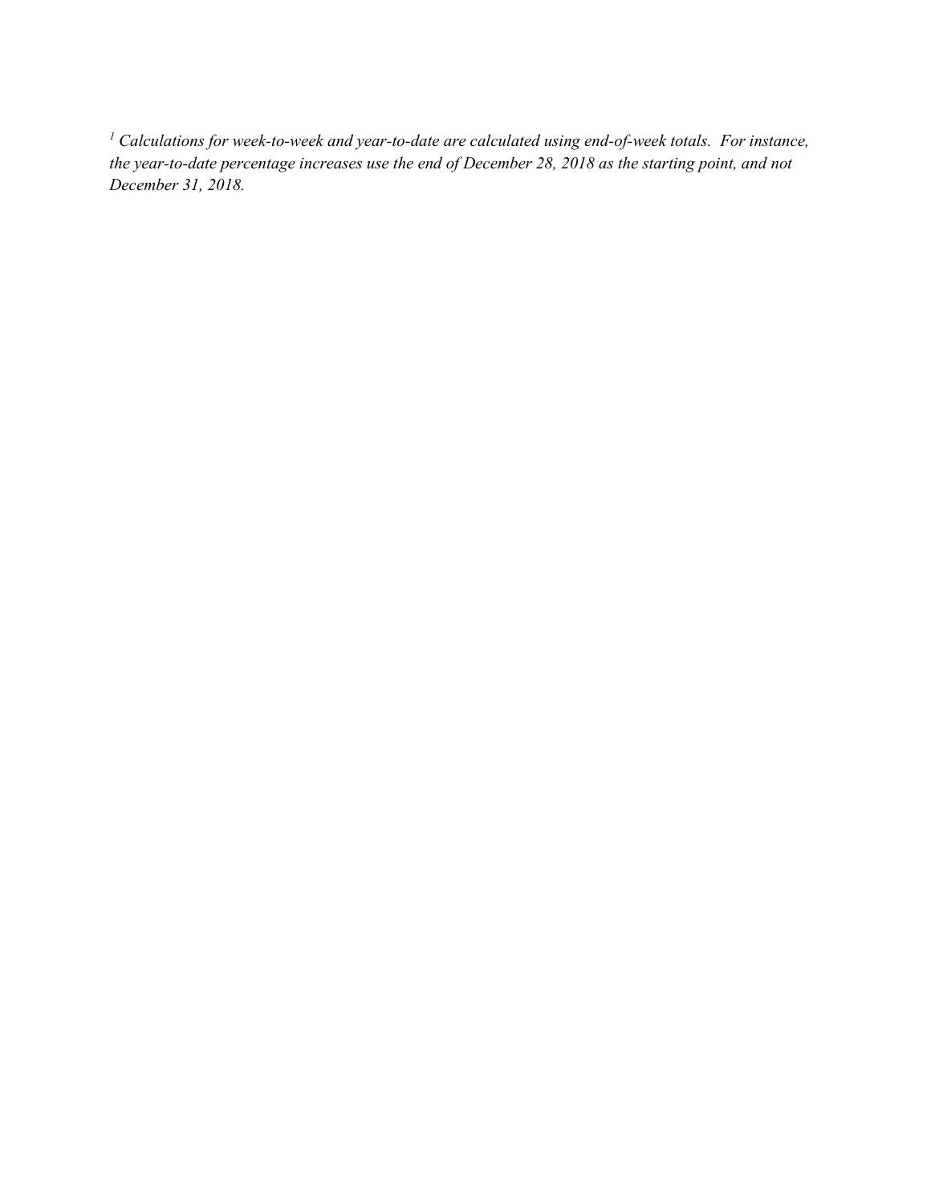*[1] Calculations for week-to-week and year-to-date are calculated using end-of-week totals. For instance, the year-to-date percentage increases use the end of December 28, 2018 as the starting point, and not December 31, 2018.*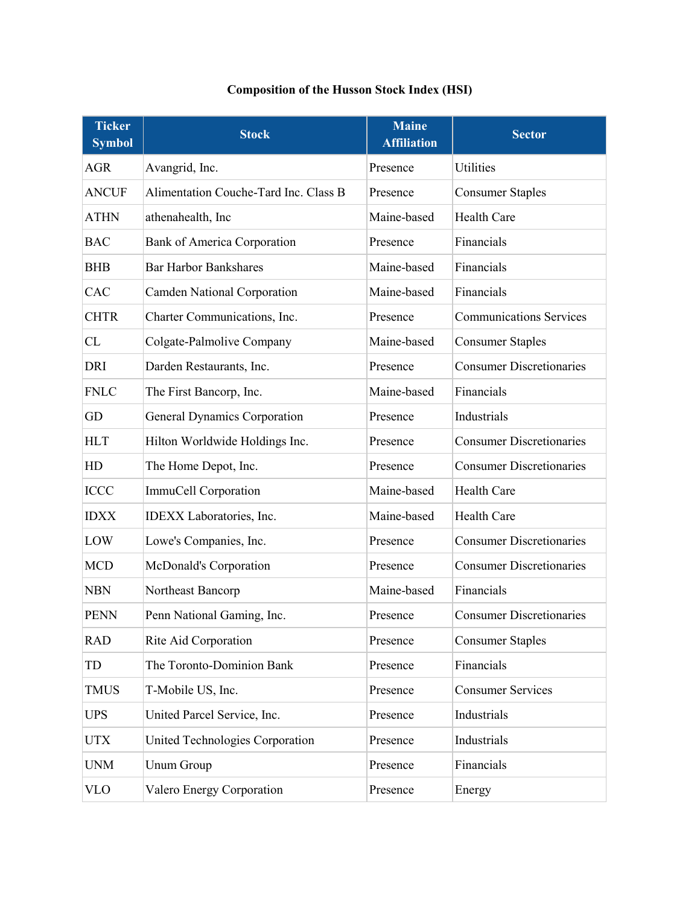**Composition of the Husson Stock Index (HSI)**

| Ticker Symbol | Stock | Maine Affiliation | Sector |
|---|---|---|---|
| AGR | Avangrid, Inc. | Presence | Utilities |
| ANCUF | Alimentation Couche-Tard Inc. Class B | Presence | Consumer Staples |
| ATHN | athenahealth, Inc | Maine-based | Health Care |
| BAC | Bank of America Corporation | Presence | Financials |
| BHB | Bar Harbor Bankshares | Maine-based | Financials |
| CAC | Camden National Corporation | Maine-based | Financials |
| CHTR | Charter Communications, Inc. | Presence | Communications Services |
| CL | Colgate-Palmolive Company | Maine-based | Consumer Staples |
| DRI | Darden Restaurants, Inc. | Presence | Consumer Discretionaries |
| FNLC | The First Bancorp, Inc. | Maine-based | Financials |
| GD | General Dynamics Corporation | Presence | Industrials |
| HLT | Hilton Worldwide Holdings Inc. | Presence | Consumer Discretionaries |
| HD | The Home Depot, Inc. | Presence | Consumer Discretionaries |
| ICCC | ImmuCell Corporation | Maine-based | Health Care |
| IDXX | IDEXX Laboratories, Inc. | Maine-based | Health Care |
| LOW | Lowe's Companies, Inc. | Presence | Consumer Discretionaries |
| MCD | McDonald's Corporation | Presence | Consumer Discretionaries |
| NBN | Northeast Bancorp | Maine-based | Financials |
| PENN | Penn National Gaming, Inc. | Presence | Consumer Discretionaries |
| RAD | Rite Aid Corporation | Presence | Consumer Staples |
| TD | The Toronto-Dominion Bank | Presence | Financials |
| TMUS | T-Mobile US, Inc. | Presence | Consumer Services |
| UPS | United Parcel Service, Inc. | Presence | Industrials |
| UTX | United Technologies Corporation | Presence | Industrials |
| UNM | Unum Group | Presence | Financials |
| VLO | Valero Energy Corporation | Presence | Energy |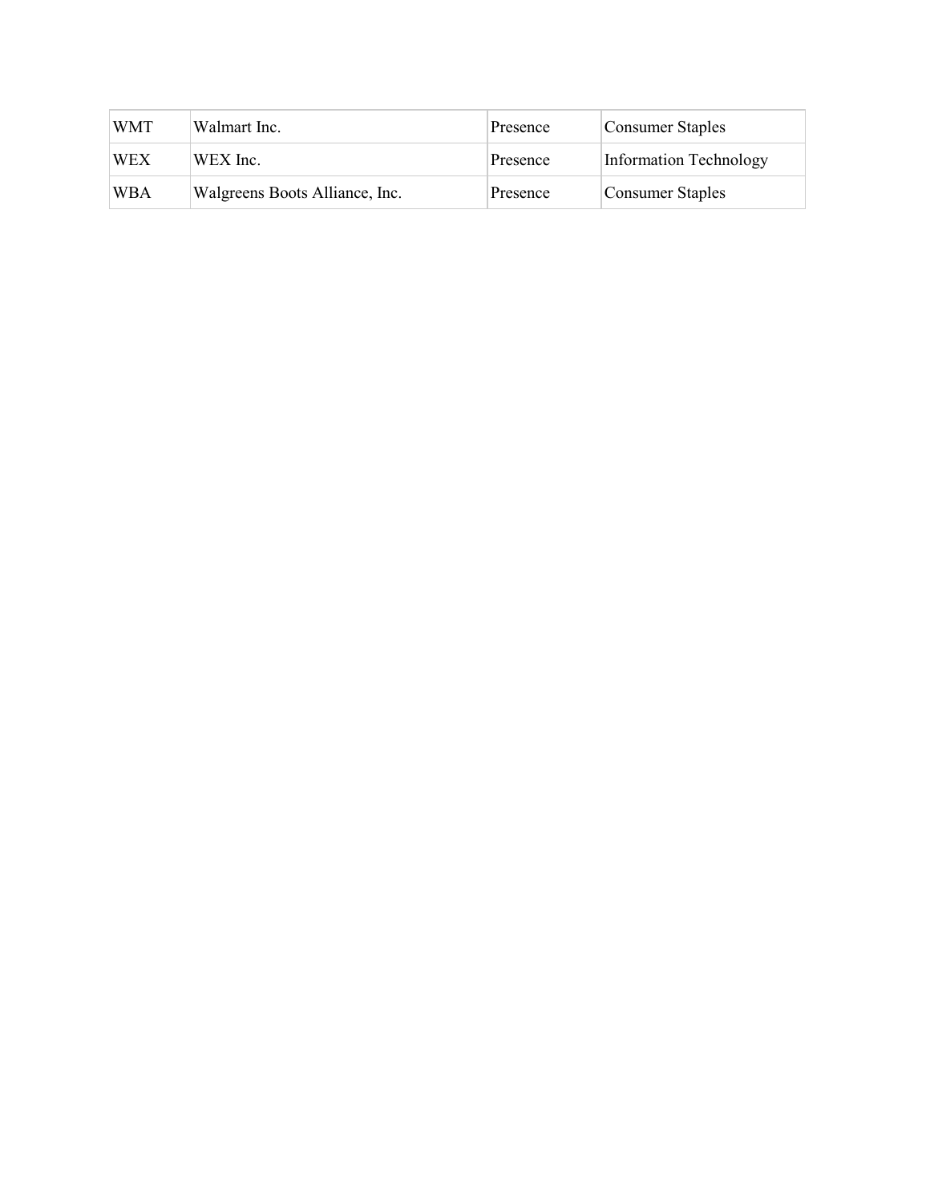| WMT | Walmart Inc. | Presence | Consumer Staples |
|---|---|---|---|
| WEX | WEX Inc. | Presence | Information Technology |
| WBA | Walgreens Boots Alliance, Inc. | Presence | Consumer Staples |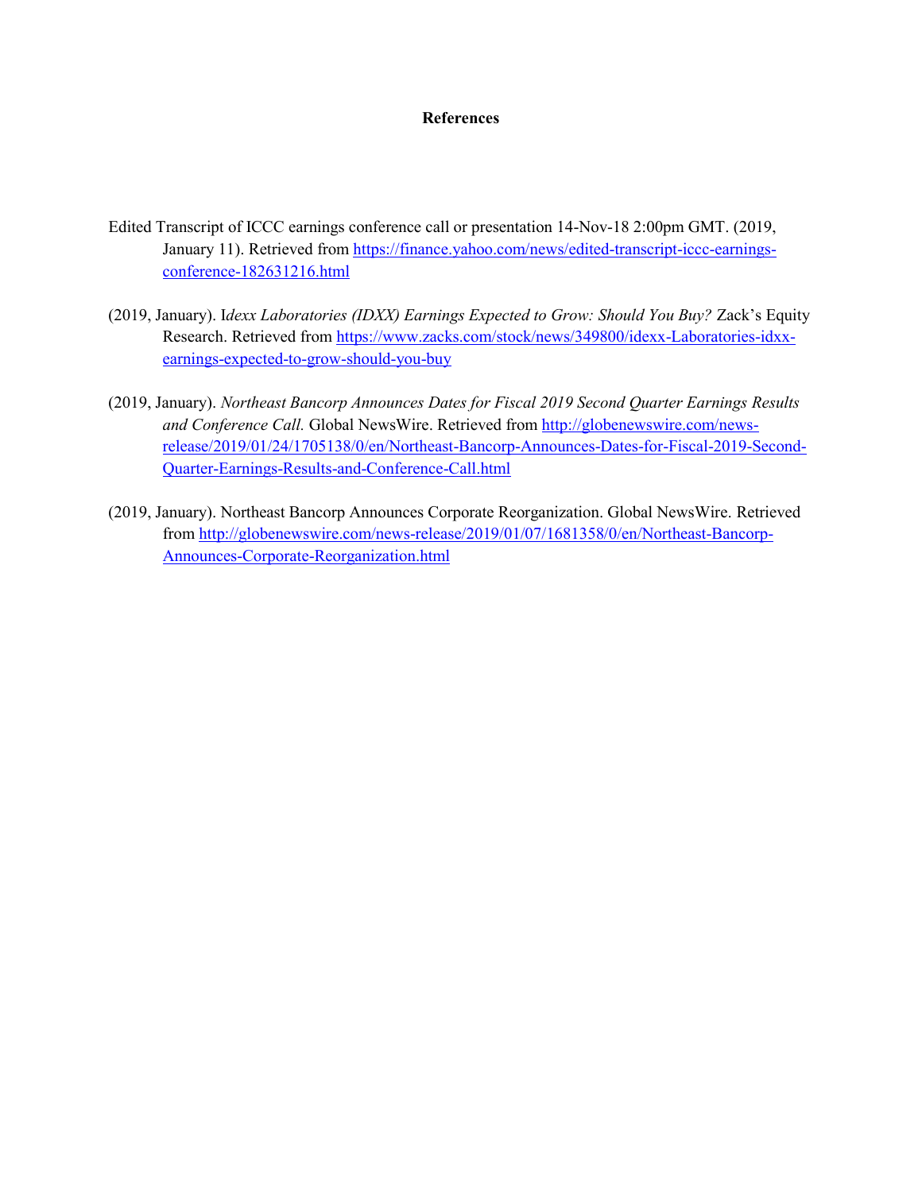**References**

Edited Transcript of ICCC earnings conference call or presentation 14-Nov-18 2:00pm GMT. (2019, January 11). Retrieved from https://finance.yahoo.com/news/edited-transcript-iccc-earnings-conference-182631216.html

(2019, January). I*dexx Laboratories (IDXX) Earnings Expected to Grow: Should You Buy?* Zack's Equity Research. Retrieved from https://www.zacks.com/stock/news/349800/idexx-Laboratories-idxx-earnings-expected-to-grow-should-you-buy

(2019, January). *Northeast Bancorp Announces Dates for Fiscal 2019 Second Quarter Earnings Results and Conference Call.* Global NewsWire. Retrieved from http://globenewswire.com/news-release/2019/01/24/1705138/0/en/Northeast-Bancorp-Announces-Dates-for-Fiscal-2019-Second-Quarter-Earnings-Results-and-Conference-Call.html

(2019, January). Northeast Bancorp Announces Corporate Reorganization. Global NewsWire. Retrieved from http://globenewswire.com/news-release/2019/01/07/1681358/0/en/Northeast-Bancorp-Announces-Corporate-Reorganization.html